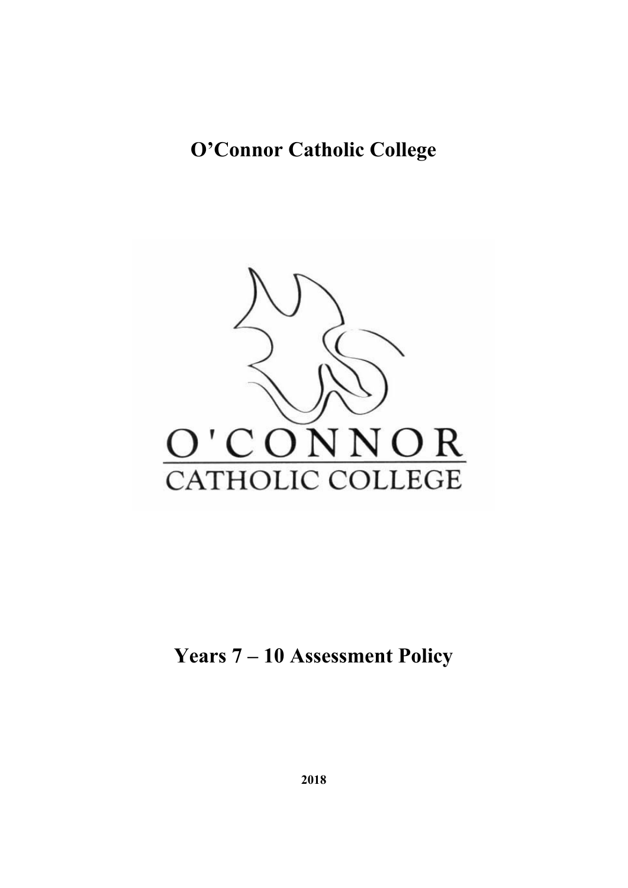# O'Connor Catholic College

O'CONNOR

CATHOLIC COLLEGE

# Years 7 – 10 Assessment Policy

**2018**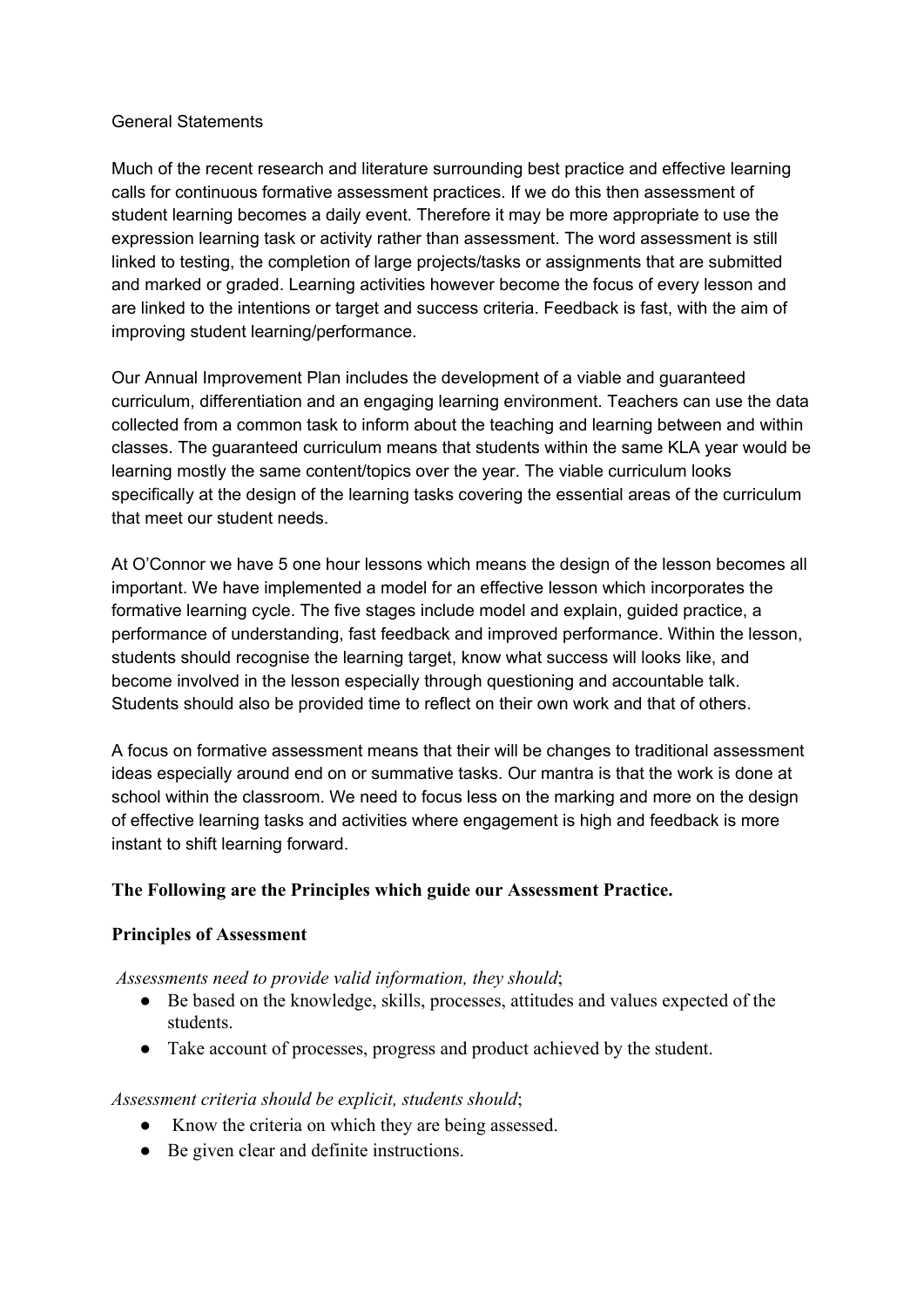General Statements

Much of the recent research and literature surrounding best practice and effective learning calls for continuous formative assessment practices. If we do this then assessment of student learning becomes a daily event. Therefore it may be more appropriate to use the expression learning task or activity rather than assessment. The word assessment is still linked to testing, the completion of large projects/tasks or assignments that are submitted and marked or graded. Learning activities however become the focus of every lesson and are linked to the intentions or target and success criteria. Feedback is fast, with the aim of improving student learning/performance.

Our Annual Improvement Plan includes the development of a viable and guaranteed curriculum, differentiation and an engaging learning environment. Teachers can use the data collected from a common task to inform about the teaching and learning between and within classes. The guaranteed curriculum means that students within the same KLA year would be learning mostly the same content/topics over the year. The viable curriculum looks specifically at the design of the learning tasks covering the essential areas of the curriculum that meet our student needs.

At O'Connor we have 5 one hour lessons which means the design of the lesson becomes all important. We have implemented a model for an effective lesson which incorporates the formative learning cycle. The five stages include model and explain, guided practice, a performance of understanding, fast feedback and improved performance. Within the lesson, students should recognise the learning target, know what success will looks like, and become involved in the lesson especially through questioning and accountable talk. Students should also be provided time to reflect on their own work and that of others.

A focus on formative assessment means that their will be changes to traditional assessment ideas especially around end on or summative tasks. Our mantra is that the work is done at school within the classroom. We need to focus less on the marking and more on the design of effective learning tasks and activities where engagement is high and feedback is more instant to shift learning forward.

**The Following are the Principles which guide our Assessment Practice.**

**Principles of Assessment**

*Assessments need to provide valid information, they should*;

- Be based on the knowledge, skills, processes, attitudes and values expected of the students.
- Take account of processes, progress and product achieved by the student.

*Assessment criteria should be explicit, students should*;

- Know the criteria on which they are being assessed.
- Be given clear and definite instructions.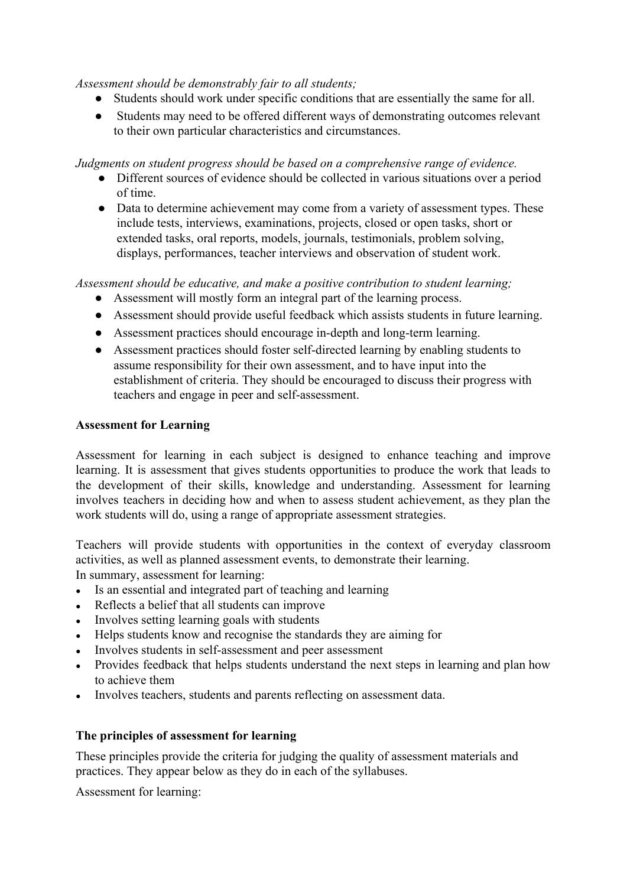*Assessment should be demonstrably fair to all students;*

- Students should work under specific conditions that are essentially the same for all.
- Students may need to be offered different ways of demonstrating outcomes relevant to their own particular characteristics and circumstances.

*Judgments on student progress should be based on a comprehensive range of evidence.*

- Different sources of evidence should be collected in various situations over a period of time.
- Data to determine achievement may come from a variety of assessment types. These include tests, interviews, examinations, projects, closed or open tasks, short or extended tasks, oral reports, models, journals, testimonials, problem solving, displays, performances, teacher interviews and observation of student work.

*Assessment should be educative, and make a positive contribution to student learning;*

- Assessment will mostly form an integral part of the learning process.
- Assessment should provide useful feedback which assists students in future learning.
- Assessment practices should encourage in-depth and long-term learning.
- Assessment practices should foster self-directed learning by enabling students to assume responsibility for their own assessment, and to have input into the establishment of criteria. They should be encouraged to discuss their progress with teachers and engage in peer and self-assessment.

**Assessment for Learning**

Assessment for learning in each subject is designed to enhance teaching and improve learning. It is assessment that gives students opportunities to produce the work that leads to the development of their skills, knowledge and understanding. Assessment for learning involves teachers in deciding how and when to assess student achievement, as they plan the work students will do, using a range of appropriate assessment strategies.

Teachers will provide students with opportunities in the context of everyday classroom activities, as well as planned assessment events, to demonstrate their learning.
In summary, assessment for learning:

- Is an essential and integrated part of teaching and learning
- Reflects a belief that all students can improve
- Involves setting learning goals with students
- Helps students know and recognise the standards they are aiming for
- Involves students in self-assessment and peer assessment
- Provides feedback that helps students understand the next steps in learning and plan how to achieve them
- Involves teachers, students and parents reflecting on assessment data.

**The principles of assessment for learning**

These principles provide the criteria for judging the quality of assessment materials and practices. They appear below as they do in each of the syllabuses.

Assessment for learning: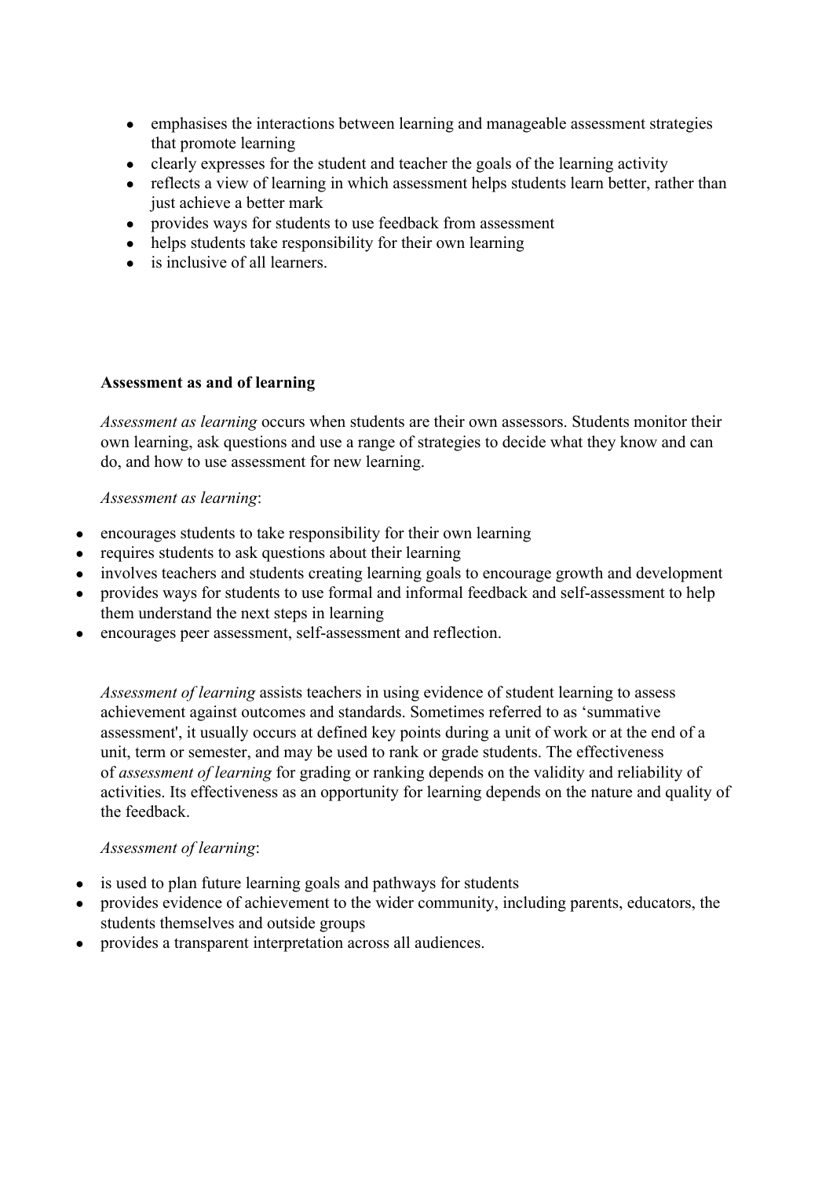- emphasises the interactions between learning and manageable assessment strategies that promote learning
- clearly expresses for the student and teacher the goals of the learning activity
- reflects a view of learning in which assessment helps students learn better, rather than just achieve a better mark
- provides ways for students to use feedback from assessment
- helps students take responsibility for their own learning
- is inclusive of all learners.

**Assessment as and of learning**

*Assessment as learning* occurs when students are their own assessors. Students monitor their own learning, ask questions and use a range of strategies to decide what they know and can do, and how to use assessment for new learning.

*Assessment as learning*:

- encourages students to take responsibility for their own learning
- requires students to ask questions about their learning
- involves teachers and students creating learning goals to encourage growth and development
- provides ways for students to use formal and informal feedback and self-assessment to help them understand the next steps in learning
- encourages peer assessment, self-assessment and reflection.

*Assessment of learning* assists teachers in using evidence of student learning to assess achievement against outcomes and standards. Sometimes referred to as 'summative assessment', it usually occurs at defined key points during a unit of work or at the end of a unit, term or semester, and may be used to rank or grade students. The effectiveness of *assessment of learning* for grading or ranking depends on the validity and reliability of activities. Its effectiveness as an opportunity for learning depends on the nature and quality of the feedback.

*Assessment of learning*:

- is used to plan future learning goals and pathways for students
- provides evidence of achievement to the wider community, including parents, educators, the students themselves and outside groups
- provides a transparent interpretation across all audiences.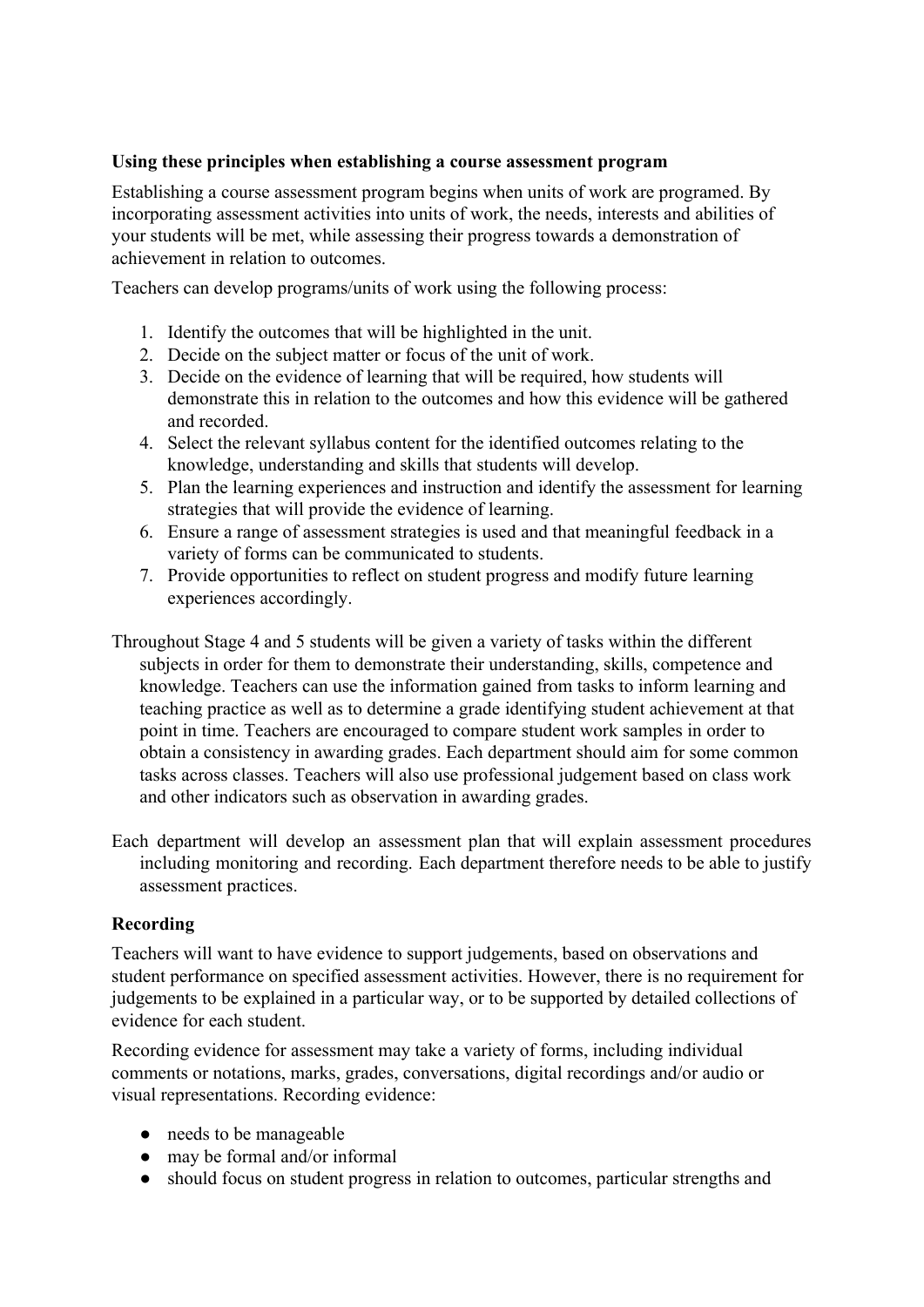**Using these principles when establishing a course assessment program**

Establishing a course assessment program begins when units of work are programed. By incorporating assessment activities into units of work, the needs, interests and abilities of your students will be met, while assessing their progress towards a demonstration of achievement in relation to outcomes.

Teachers can develop programs/units of work using the following process:

1. Identify the outcomes that will be highlighted in the unit.
2. Decide on the subject matter or focus of the unit of work.
3. Decide on the evidence of learning that will be required, how students will demonstrate this in relation to the outcomes and how this evidence will be gathered and recorded.
4. Select the relevant syllabus content for the identified outcomes relating to the knowledge, understanding and skills that students will develop.
5. Plan the learning experiences and instruction and identify the assessment for learning strategies that will provide the evidence of learning.
6. Ensure a range of assessment strategies is used and that meaningful feedback in a variety of forms can be communicated to students.
7. Provide opportunities to reflect on student progress and modify future learning experiences accordingly.

Throughout Stage 4 and 5 students will be given a variety of tasks within the different subjects in order for them to demonstrate their understanding, skills, competence and knowledge. Teachers can use the information gained from tasks to inform learning and teaching practice as well as to determine a grade identifying student achievement at that point in time. Teachers are encouraged to compare student work samples in order to obtain a consistency in awarding grades. Each department should aim for some common tasks across classes. Teachers will also use professional judgement based on class work and other indicators such as observation in awarding grades.

Each department will develop an assessment plan that will explain assessment procedures including monitoring and recording. Each department therefore needs to be able to justify assessment practices.

**Recording**

Teachers will want to have evidence to support judgements, based on observations and student performance on specified assessment activities. However, there is no requirement for judgements to be explained in a particular way, or to be supported by detailed collections of evidence for each student.

Recording evidence for assessment may take a variety of forms, including individual comments or notations, marks, grades, conversations, digital recordings and/or audio or visual representations. Recording evidence:

- needs to be manageable
- may be formal and/or informal
- should focus on student progress in relation to outcomes, particular strengths and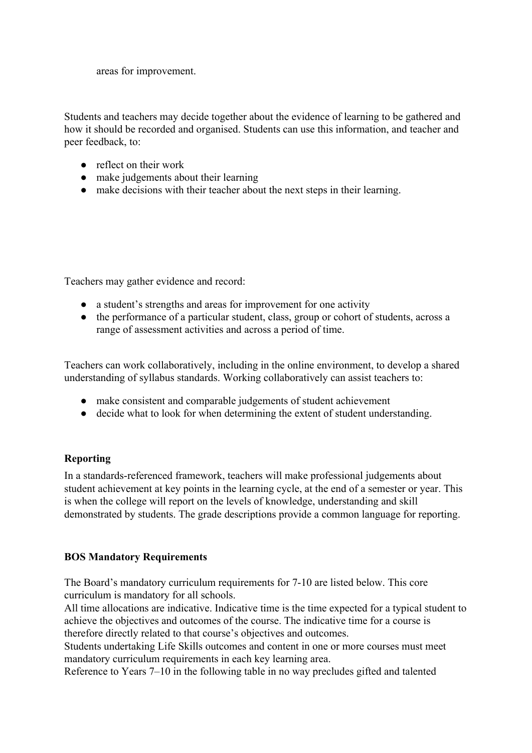areas for improvement.

Students and teachers may decide together about the evidence of learning to be gathered and how it should be recorded and organised. Students can use this information, and teacher and peer feedback, to:

- reflect on their work
- make judgements about their learning
- make decisions with their teacher about the next steps in their learning.

Teachers may gather evidence and record:

- a student's strengths and areas for improvement for one activity
- the performance of a particular student, class, group or cohort of students, across a range of assessment activities and across a period of time.

Teachers can work collaboratively, including in the online environment, to develop a shared understanding of syllabus standards. Working collaboratively can assist teachers to:

- make consistent and comparable judgements of student achievement
- decide what to look for when determining the extent of student understanding.

**Reporting**

In a standards-referenced framework, teachers will make professional judgements about student achievement at key points in the learning cycle, at the end of a semester or year. This is when the college will report on the levels of knowledge, understanding and skill demonstrated by students. The grade descriptions provide a common language for reporting.

**BOS Mandatory Requirements**

The Board's mandatory curriculum requirements for 7-10 are listed below. This core curriculum is mandatory for all schools.
All time allocations are indicative. Indicative time is the time expected for a typical student to achieve the objectives and outcomes of the course. The indicative time for a course is therefore directly related to that course's objectives and outcomes.
Students undertaking Life Skills outcomes and content in one or more courses must meet mandatory curriculum requirements in each key learning area.
Reference to Years 7–10 in the following table in no way precludes gifted and talented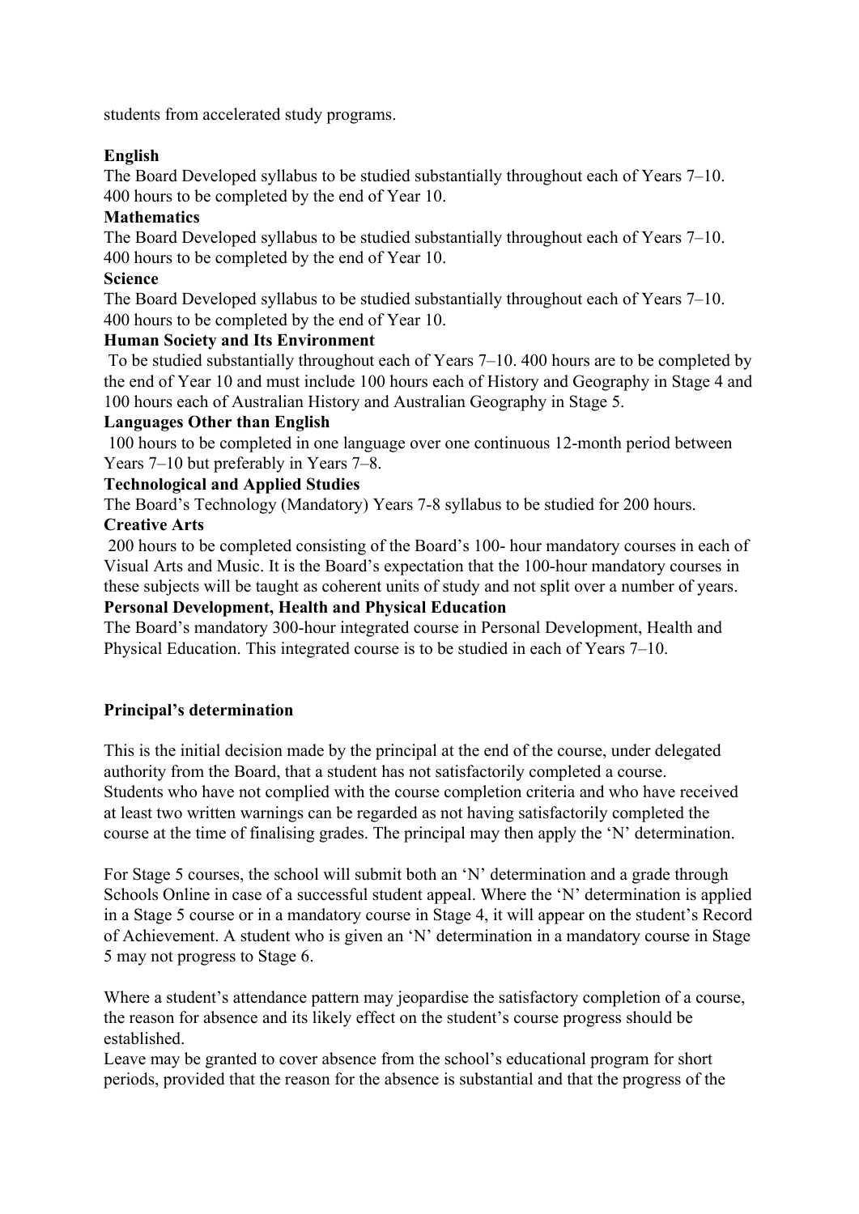students from accelerated study programs.

**English**
The Board Developed syllabus to be studied substantially throughout each of Years 7–10. 400 hours to be completed by the end of Year 10.

**Mathematics**
The Board Developed syllabus to be studied substantially throughout each of Years 7–10. 400 hours to be completed by the end of Year 10.

**Science**
The Board Developed syllabus to be studied substantially throughout each of Years 7–10. 400 hours to be completed by the end of Year 10.

**Human Society and Its Environment**
To be studied substantially throughout each of Years 7–10. 400 hours are to be completed by the end of Year 10 and must include 100 hours each of History and Geography in Stage 4 and 100 hours each of Australian History and Australian Geography in Stage 5.

**Languages Other than English**
100 hours to be completed in one language over one continuous 12-month period between Years 7–10 but preferably in Years 7–8.

**Technological and Applied Studies**
The Board's Technology (Mandatory) Years 7-8 syllabus to be studied for 200 hours.

**Creative Arts**
200 hours to be completed consisting of the Board's 100- hour mandatory courses in each of Visual Arts and Music. It is the Board's expectation that the 100-hour mandatory courses in these subjects will be taught as coherent units of study and not split over a number of years.

**Personal Development, Health and Physical Education**
The Board's mandatory 300-hour integrated course in Personal Development, Health and Physical Education. This integrated course is to be studied in each of Years 7–10.

**Principal's determination**

This is the initial decision made by the principal at the end of the course, under delegated authority from the Board, that a student has not satisfactorily completed a course.
Students who have not complied with the course completion criteria and who have received at least two written warnings can be regarded as not having satisfactorily completed the course at the time of finalising grades. The principal may then apply the 'N' determination.

For Stage 5 courses, the school will submit both an 'N' determination and a grade through Schools Online in case of a successful student appeal. Where the 'N' determination is applied in a Stage 5 course or in a mandatory course in Stage 4, it will appear on the student's Record of Achievement. A student who is given an 'N' determination in a mandatory course in Stage 5 may not progress to Stage 6.

Where a student's attendance pattern may jeopardise the satisfactory completion of a course, the reason for absence and its likely effect on the student's course progress should be established.
Leave may be granted to cover absence from the school's educational program for short periods, provided that the reason for the absence is substantial and that the progress of the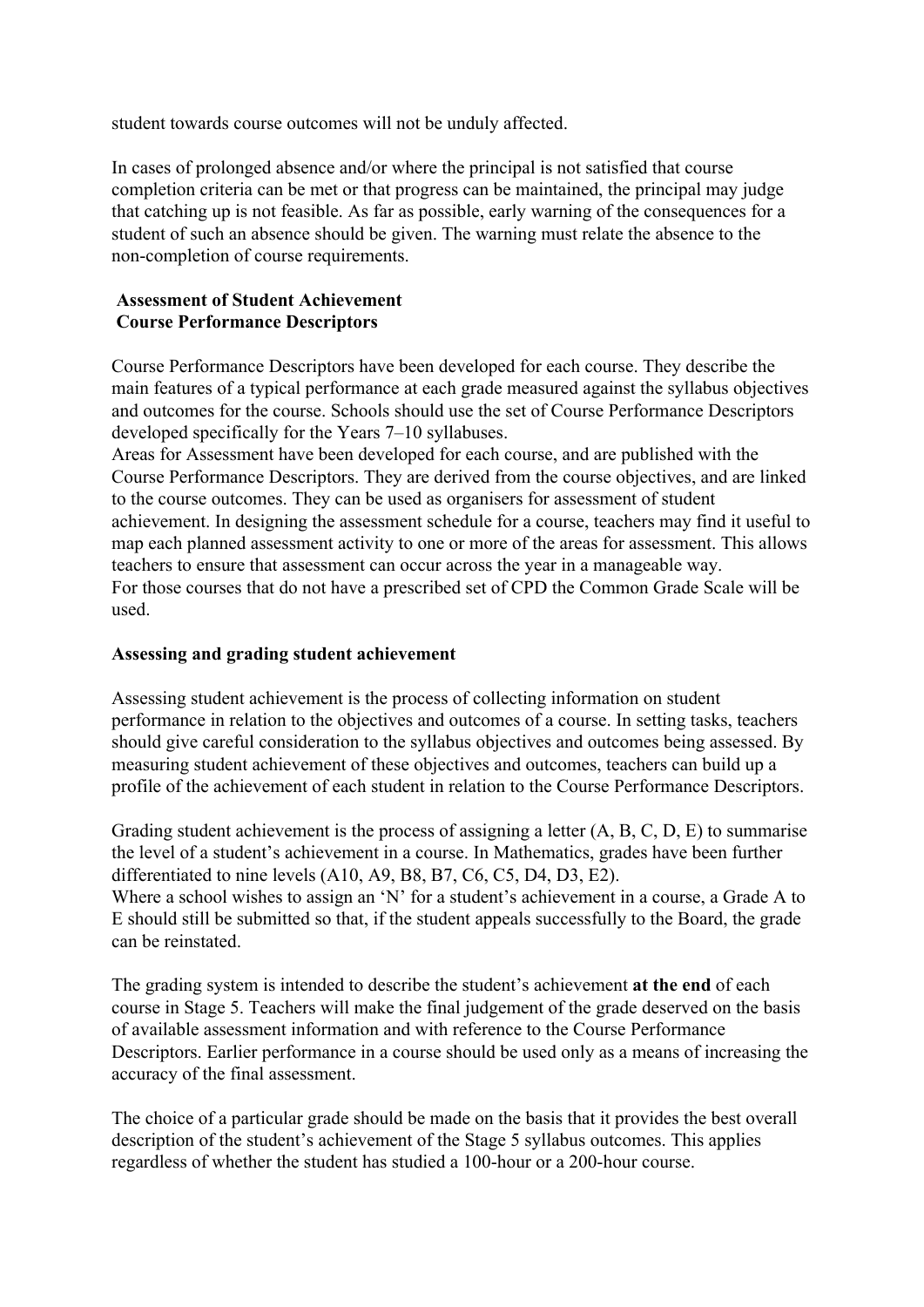student towards course outcomes will not be unduly affected.

In cases of prolonged absence and/or where the principal is not satisfied that course completion criteria can be met or that progress can be maintained, the principal may judge that catching up is not feasible. As far as possible, early warning of the consequences for a student of such an absence should be given. The warning must relate the absence to the non-completion of course requirements.

## Assessment of Student Achievement

### Course Performance Descriptors

Course Performance Descriptors have been developed for each course. They describe the main features of a typical performance at each grade measured against the syllabus objectives and outcomes for the course. Schools should use the set of Course Performance Descriptors developed specifically for the Years 7–10 syllabuses.

Areas for Assessment have been developed for each course, and are published with the Course Performance Descriptors. They are derived from the course objectives, and are linked to the course outcomes. They can be used as organisers for assessment of student achievement. In designing the assessment schedule for a course, teachers may find it useful to map each planned assessment activity to one or more of the areas for assessment. This allows teachers to ensure that assessment can occur across the year in a manageable way.

For those courses that do not have a prescribed set of CPD the Common Grade Scale will be used.

### Assessing and grading student achievement

Assessing student achievement is the process of collecting information on student performance in relation to the objectives and outcomes of a course. In setting tasks, teachers should give careful consideration to the syllabus objectives and outcomes being assessed. By measuring student achievement of these objectives and outcomes, teachers can build up a profile of the achievement of each student in relation to the Course Performance Descriptors.

Grading student achievement is the process of assigning a letter (A, B, C, D, E) to summarise the level of a student's achievement in a course. In Mathematics, grades have been further differentiated to nine levels (A10, A9, B8, B7, C6, C5, D4, D3, E2).

Where a school wishes to assign an 'N' for a student's achievement in a course, a Grade A to E should still be submitted so that, if the student appeals successfully to the Board, the grade can be reinstated.

The grading system is intended to describe the student's achievement **at the end** of each course in Stage 5. Teachers will make the final judgement of the grade deserved on the basis of available assessment information and with reference to the Course Performance Descriptors. Earlier performance in a course should be used only as a means of increasing the accuracy of the final assessment.

The choice of a particular grade should be made on the basis that it provides the best overall description of the student's achievement of the Stage 5 syllabus outcomes. This applies regardless of whether the student has studied a 100-hour or a 200-hour course.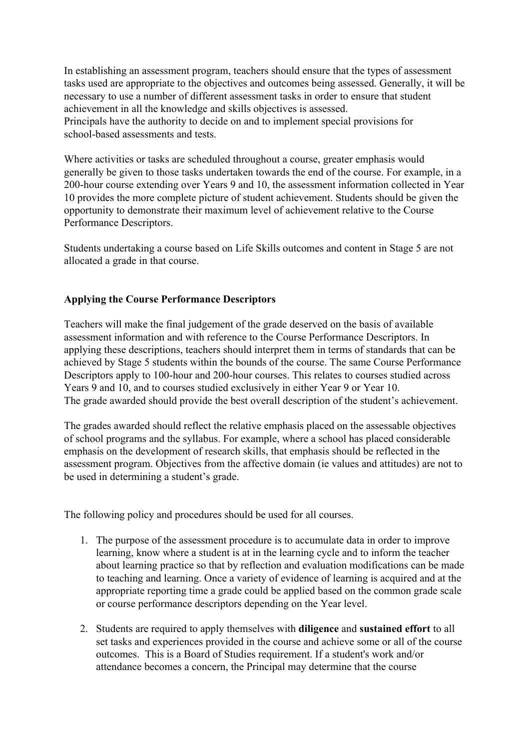In establishing an assessment program, teachers should ensure that the types of assessment tasks used are appropriate to the objectives and outcomes being assessed. Generally, it will be necessary to use a number of different assessment tasks in order to ensure that student achievement in all the knowledge and skills objectives is assessed.
Principals have the authority to decide on and to implement special provisions for school-based assessments and tests.

Where activities or tasks are scheduled throughout a course, greater emphasis would generally be given to those tasks undertaken towards the end of the course. For example, in a 200-hour course extending over Years 9 and 10, the assessment information collected in Year 10 provides the more complete picture of student achievement. Students should be given the opportunity to demonstrate their maximum level of achievement relative to the Course Performance Descriptors.

Students undertaking a course based on Life Skills outcomes and content in Stage 5 are not allocated a grade in that course.

**Applying the Course Performance Descriptors**

Teachers will make the final judgement of the grade deserved on the basis of available assessment information and with reference to the Course Performance Descriptors. In applying these descriptions, teachers should interpret them in terms of standards that can be achieved by Stage 5 students within the bounds of the course. The same Course Performance Descriptors apply to 100-hour and 200-hour courses. This relates to courses studied across Years 9 and 10, and to courses studied exclusively in either Year 9 or Year 10.
The grade awarded should provide the best overall description of the student's achievement.

The grades awarded should reflect the relative emphasis placed on the assessable objectives of school programs and the syllabus. For example, where a school has placed considerable emphasis on the development of research skills, that emphasis should be reflected in the assessment program. Objectives from the affective domain (ie values and attitudes) are not to be used in determining a student's grade.

The following policy and procedures should be used for all courses.

1. The purpose of the assessment procedure is to accumulate data in order to improve learning, know where a student is at in the learning cycle and to inform the teacher about learning practice so that by reflection and evaluation modifications can be made to teaching and learning. Once a variety of evidence of learning is acquired and at the appropriate reporting time a grade could be applied based on the common grade scale or course performance descriptors depending on the Year level.

2. Students are required to apply themselves with **diligence** and **sustained effort** to all set tasks and experiences provided in the course and achieve some or all of the course outcomes. This is a Board of Studies requirement. If a student's work and/or attendance becomes a concern, the Principal may determine that the course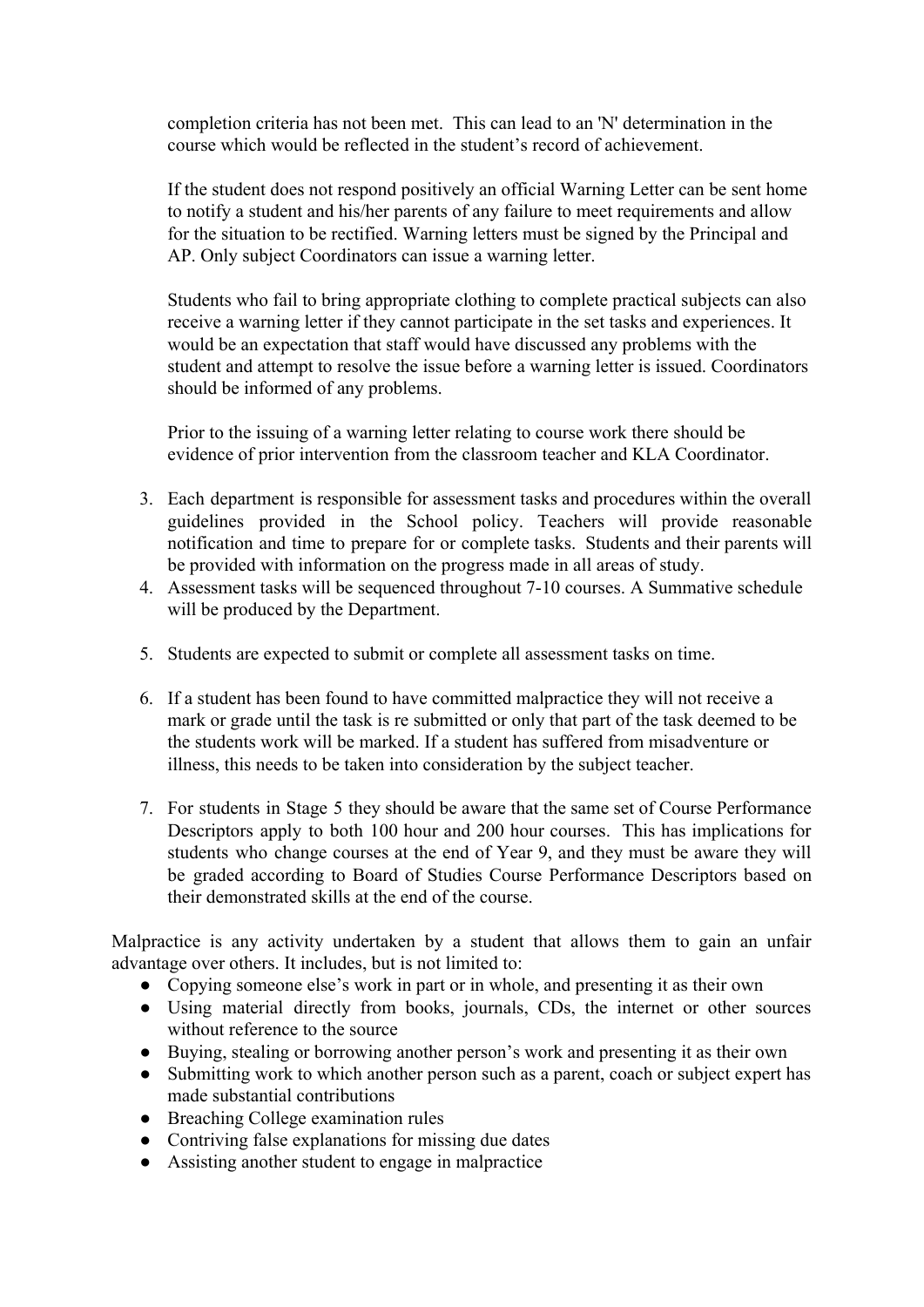completion criteria has not been met. This can lead to an 'N' determination in the course which would be reflected in the student's record of achievement.

If the student does not respond positively an official Warning Letter can be sent home to notify a student and his/her parents of any failure to meet requirements and allow for the situation to be rectified. Warning letters must be signed by the Principal and AP. Only subject Coordinators can issue a warning letter.

Students who fail to bring appropriate clothing to complete practical subjects can also receive a warning letter if they cannot participate in the set tasks and experiences. It would be an expectation that staff would have discussed any problems with the student and attempt to resolve the issue before a warning letter is issued. Coordinators should be informed of any problems.

Prior to the issuing of a warning letter relating to course work there should be evidence of prior intervention from the classroom teacher and KLA Coordinator.

3. Each department is responsible for assessment tasks and procedures within the overall guidelines provided in the School policy. Teachers will provide reasonable notification and time to prepare for or complete tasks. Students and their parents will be provided with information on the progress made in all areas of study.
4. Assessment tasks will be sequenced throughout 7-10 courses. A Summative schedule will be produced by the Department.
5. Students are expected to submit or complete all assessment tasks on time.
6. If a student has been found to have committed malpractice they will not receive a mark or grade until the task is re submitted or only that part of the task deemed to be the students work will be marked. If a student has suffered from misadventure or illness, this needs to be taken into consideration by the subject teacher.
7. For students in Stage 5 they should be aware that the same set of Course Performance Descriptors apply to both 100 hour and 200 hour courses. This has implications for students who change courses at the end of Year 9, and they must be aware they will be graded according to Board of Studies Course Performance Descriptors based on their demonstrated skills at the end of the course.

Malpractice is any activity undertaken by a student that allows them to gain an unfair advantage over others. It includes, but is not limited to:

- Copying someone else's work in part or in whole, and presenting it as their own
- Using material directly from books, journals, CDs, the internet or other sources without reference to the source
- Buying, stealing or borrowing another person's work and presenting it as their own
- Submitting work to which another person such as a parent, coach or subject expert has made substantial contributions
- Breaching College examination rules
- Contriving false explanations for missing due dates
- Assisting another student to engage in malpractice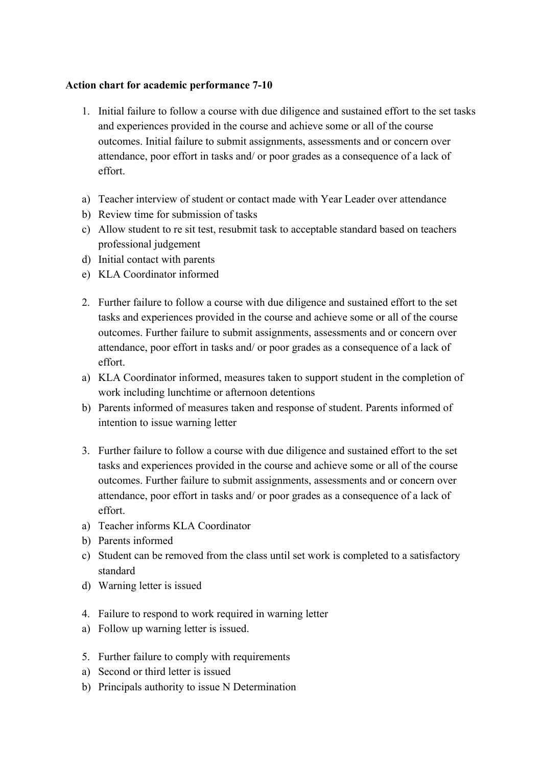**Action chart for academic performance 7-10**

1. Initial failure to follow a course with due diligence and sustained effort to the set tasks and experiences provided in the course and achieve some or all of the course outcomes. Initial failure to submit assignments, assessments and or concern over attendance, poor effort in tasks and/ or poor grades as a consequence of a lack of effort.

a) Teacher interview of student or contact made with Year Leader over attendance
b) Review time for submission of tasks
c) Allow student to re sit test, resubmit task to acceptable standard based on teachers professional judgement
d) Initial contact with parents
e) KLA Coordinator informed

2. Further failure to follow a course with due diligence and sustained effort to the set tasks and experiences provided in the course and achieve some or all of the course outcomes. Further failure to submit assignments, assessments and or concern over attendance, poor effort in tasks and/ or poor grades as a consequence of a lack of effort.

a) KLA Coordinator informed, measures taken to support student in the completion of work including lunchtime or afternoon detentions
b) Parents informed of measures taken and response of student. Parents informed of intention to issue warning letter

3. Further failure to follow a course with due diligence and sustained effort to the set tasks and experiences provided in the course and achieve some or all of the course outcomes. Further failure to submit assignments, assessments and or concern over attendance, poor effort in tasks and/ or poor grades as a consequence of a lack of effort.

a) Teacher informs KLA Coordinator
b) Parents informed
c) Student can be removed from the class until set work is completed to a satisfactory standard
d) Warning letter is issued

4. Failure to respond to work required in warning letter

a) Follow up warning letter is issued.

5. Further failure to comply with requirements

a) Second or third letter is issued
b) Principals authority to issue N Determination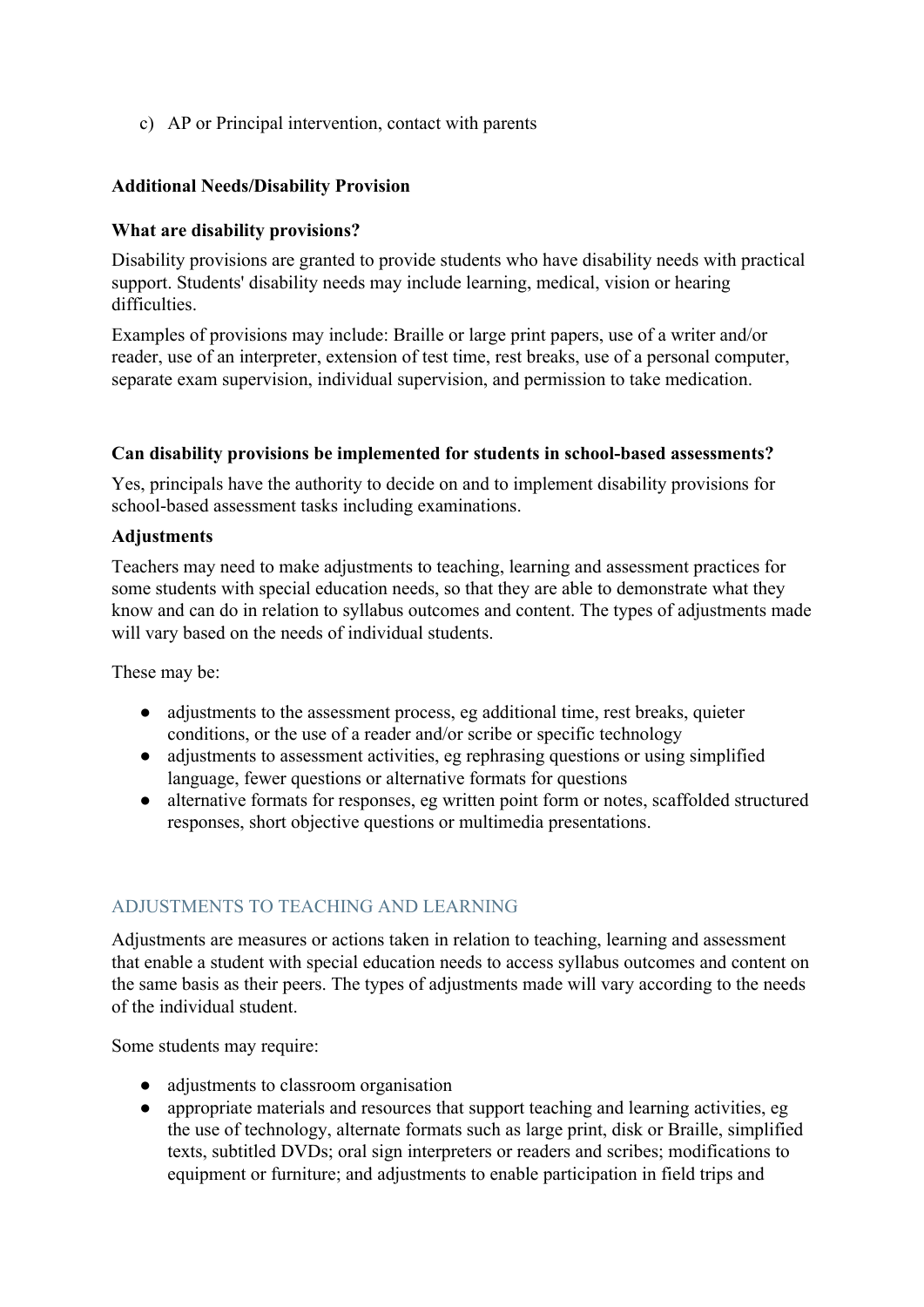c) AP or Principal intervention, contact with parents

**Additional Needs/Disability Provision**

**What are disability provisions?**

Disability provisions are granted to provide students who have disability needs with practical support. Students' disability needs may include learning, medical, vision or hearing difficulties.

Examples of provisions may include: Braille or large print papers, use of a writer and/or reader, use of an interpreter, extension of test time, rest breaks, use of a personal computer, separate exam supervision, individual supervision, and permission to take medication.

**Can disability provisions be implemented for students in school-based assessments?**

Yes, principals have the authority to decide on and to implement disability provisions for school-based assessment tasks including examinations.

**Adjustments**

Teachers may need to make adjustments to teaching, learning and assessment practices for some students with special education needs, so that they are able to demonstrate what they know and can do in relation to syllabus outcomes and content. The types of adjustments made will vary based on the needs of individual students.

These may be:

- adjustments to the assessment process, eg additional time, rest breaks, quieter conditions, or the use of a reader and/or scribe or specific technology
- adjustments to assessment activities, eg rephrasing questions or using simplified language, fewer questions or alternative formats for questions
- alternative formats for responses, eg written point form or notes, scaffolded structured responses, short objective questions or multimedia presentations.

## ADJUSTMENTS TO TEACHING AND LEARNING

Adjustments are measures or actions taken in relation to teaching, learning and assessment that enable a student with special education needs to access syllabus outcomes and content on the same basis as their peers. The types of adjustments made will vary according to the needs of the individual student.

Some students may require:

- adjustments to classroom organisation
- appropriate materials and resources that support teaching and learning activities, eg the use of technology, alternate formats such as large print, disk or Braille, simplified texts, subtitled DVDs; oral sign interpreters or readers and scribes; modifications to equipment or furniture; and adjustments to enable participation in field trips and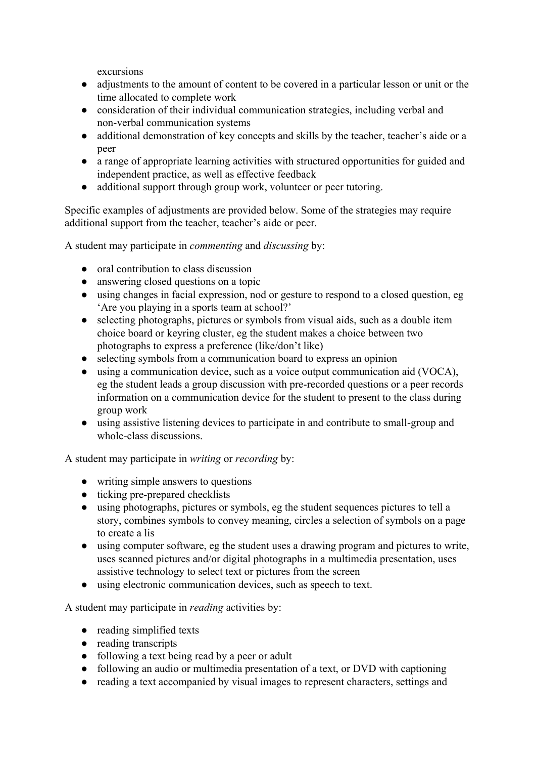excursions

- adjustments to the amount of content to be covered in a particular lesson or unit or the time allocated to complete work
- consideration of their individual communication strategies, including verbal and non-verbal communication systems
- additional demonstration of key concepts and skills by the teacher, teacher's aide or a peer
- a range of appropriate learning activities with structured opportunities for guided and independent practice, as well as effective feedback
- additional support through group work, volunteer or peer tutoring.

Specific examples of adjustments are provided below. Some of the strategies may require additional support from the teacher, teacher's aide or peer.

A student may participate in *commenting* and *discussing* by:

- oral contribution to class discussion
- answering closed questions on a topic
- using changes in facial expression, nod or gesture to respond to a closed question, eg 'Are you playing in a sports team at school?'
- selecting photographs, pictures or symbols from visual aids, such as a double item choice board or keyring cluster, eg the student makes a choice between two photographs to express a preference (like/don't like)
- selecting symbols from a communication board to express an opinion
- using a communication device, such as a voice output communication aid (VOCA), eg the student leads a group discussion with pre-recorded questions or a peer records information on a communication device for the student to present to the class during group work
- using assistive listening devices to participate in and contribute to small-group and whole-class discussions.

A student may participate in *writing* or *recording* by:

- writing simple answers to questions
- ticking pre-prepared checklists
- using photographs, pictures or symbols, eg the student sequences pictures to tell a story, combines symbols to convey meaning, circles a selection of symbols on a page to create a lis
- using computer software, eg the student uses a drawing program and pictures to write, uses scanned pictures and/or digital photographs in a multimedia presentation, uses assistive technology to select text or pictures from the screen
- using electronic communication devices, such as speech to text.

A student may participate in *reading* activities by:

- reading simplified texts
- reading transcripts
- following a text being read by a peer or adult
- following an audio or multimedia presentation of a text, or DVD with captioning
- reading a text accompanied by visual images to represent characters, settings and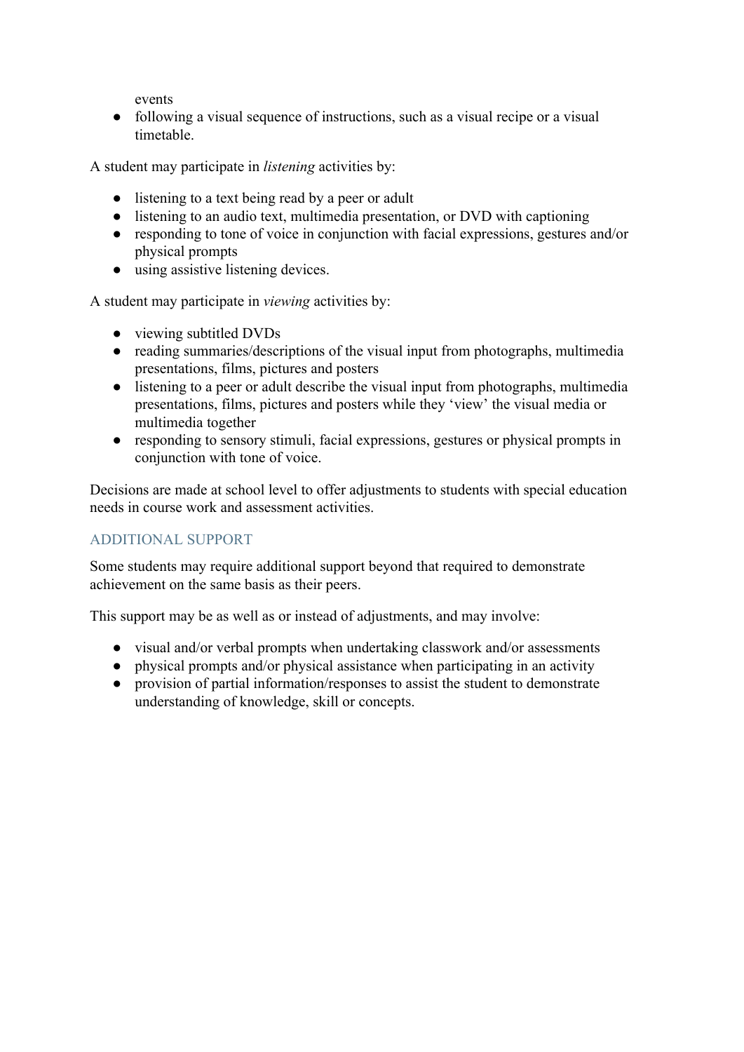events
- following a visual sequence of instructions, such as a visual recipe or a visual timetable.

A student may participate in *listening* activities by:

- listening to a text being read by a peer or adult
- listening to an audio text, multimedia presentation, or DVD with captioning
- responding to tone of voice in conjunction with facial expressions, gestures and/or physical prompts
- using assistive listening devices.

A student may participate in *viewing* activities by:

- viewing subtitled DVDs
- reading summaries/descriptions of the visual input from photographs, multimedia presentations, films, pictures and posters
- listening to a peer or adult describe the visual input from photographs, multimedia presentations, films, pictures and posters while they 'view' the visual media or multimedia together
- responding to sensory stimuli, facial expressions, gestures or physical prompts in conjunction with tone of voice.

Decisions are made at school level to offer adjustments to students with special education needs in course work and assessment activities.

## ADDITIONAL SUPPORT

Some students may require additional support beyond that required to demonstrate achievement on the same basis as their peers.

This support may be as well as or instead of adjustments, and may involve:

- visual and/or verbal prompts when undertaking classwork and/or assessments
- physical prompts and/or physical assistance when participating in an activity
- provision of partial information/responses to assist the student to demonstrate understanding of knowledge, skill or concepts.